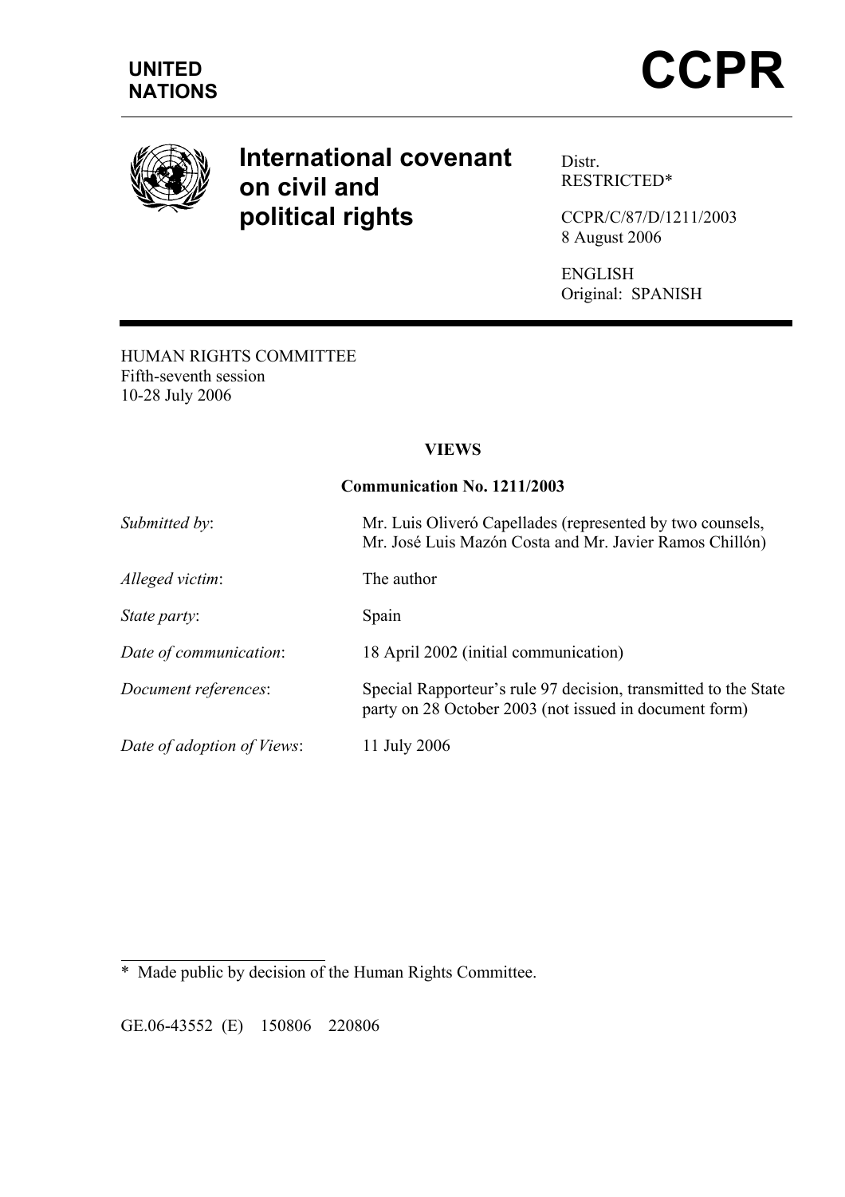UNITED NATIONS

# CCPR

# International covenant on civil and political rights

Distr.
RESTRICTED*

CCPR/C/87/D/1211/2003
8 August 2006

ENGLISH
Original: SPANISH

HUMAN RIGHTS COMMITTEE
Fifth-seventh session
10-28 July 2006

**VIEWS**

**Communication No. 1211/2003**

| | |
|---|---|
| *Submitted by*: | Mr. Luis Oliveró Capellades (represented by two counsels, Mr. José Luis Mazón Costa and Mr. Javier Ramos Chillón) |
| *Alleged victim*: | The author |
| *State party*: | Spain |
| *Date of communication*: | 18 April 2002 (initial communication) |
| *Document references*: | Special Rapporteur's rule 97 decision, transmitted to the State party on 28 October 2003 (not issued in document form) |
| *Date of adoption of Views*: | 11 July 2006 |

\* Made public by decision of the Human Rights Committee.

GE.06-43552 (E) 150806 220806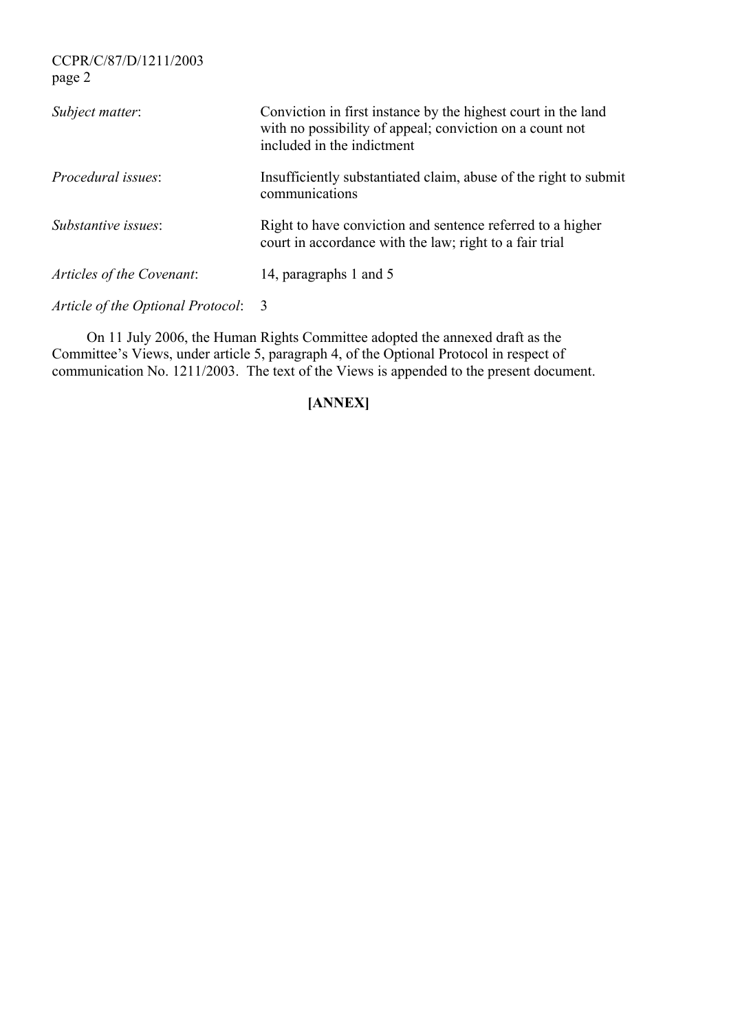| | |
|---|---|
| *Subject matter*: | Conviction in first instance by the highest court in the land with no possibility of appeal; conviction on a count not included in the indictment |
| *Procedural issues*: | Insufficiently substantiated claim, abuse of the right to submit communications |
| *Substantive issues*: | Right to have conviction and sentence referred to a higher court in accordance with the law; right to a fair trial |
| *Articles of the Covenant*: | 14, paragraphs 1 and 5 |
| *Article of the Optional Protocol*: | 3 |

On 11 July 2006, the Human Rights Committee adopted the annexed draft as the Committee's Views, under article 5, paragraph 4, of the Optional Protocol in respect of communication No. 1211/2003. The text of the Views is appended to the present document.

**[ANNEX]**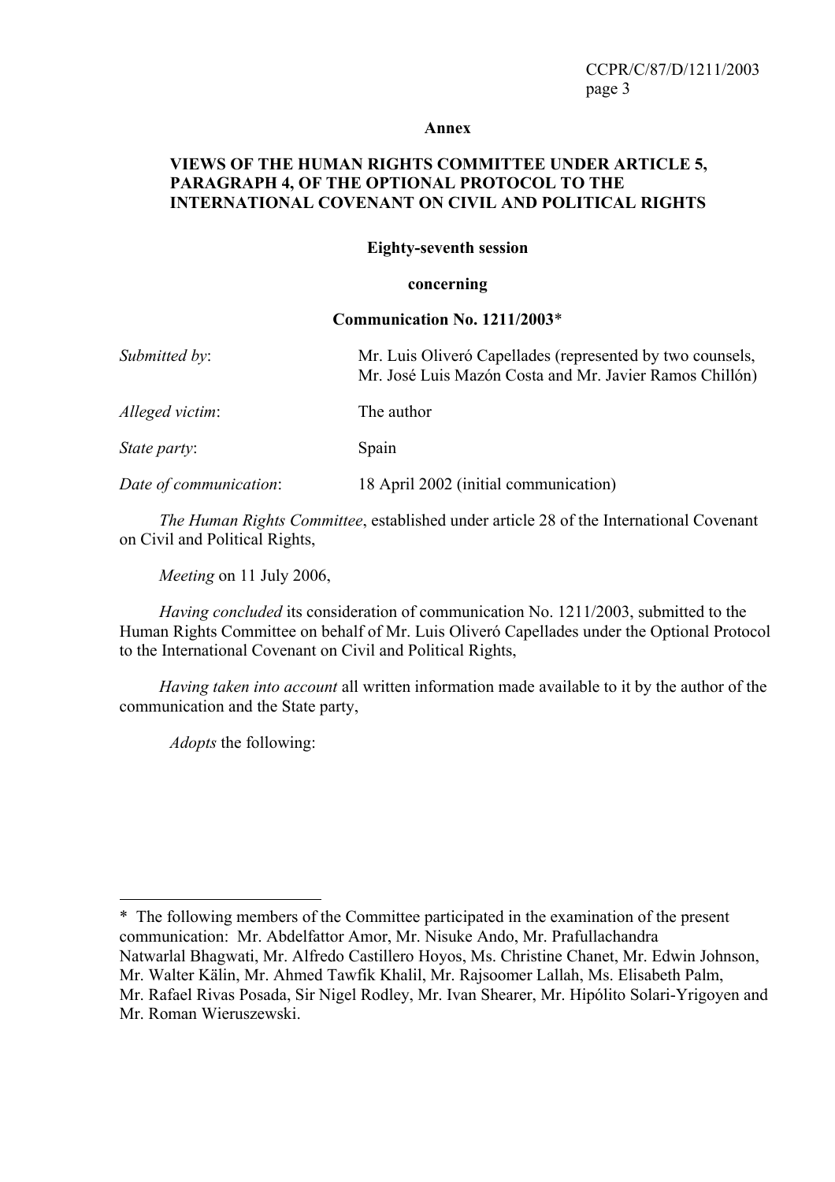**Annex**

**VIEWS OF THE HUMAN RIGHTS COMMITTEE UNDER ARTICLE 5, PARAGRAPH 4, OF THE OPTIONAL PROTOCOL TO THE INTERNATIONAL COVENANT ON CIVIL AND POLITICAL RIGHTS**

**Eighty-seventh session**

**concerning**

**Communication No. 1211/2003***

| | |
|---|---|
| *Submitted by*: | Mr. Luis Oliveró Capellades (represented by two counsels, Mr. José Luis Mazón Costa and Mr. Javier Ramos Chillón) |
| *Alleged victim*: | The author |
| *State party*: | Spain |
| *Date of communication*: | 18 April 2002 (initial communication) |

*The Human Rights Committee*, established under article 28 of the International Covenant on Civil and Political Rights,

*Meeting* on 11 July 2006,

*Having concluded* its consideration of communication No. 1211/2003, submitted to the Human Rights Committee on behalf of Mr. Luis Oliveró Capellades under the Optional Protocol to the International Covenant on Civil and Political Rights,

*Having taken into account* all written information made available to it by the author of the communication and the State party,

*Adopts* the following:

---

* The following members of the Committee participated in the examination of the present communication: Mr. Abdelfattor Amor, Mr. Nisuke Ando, Mr. Prafullachandra Natwarlal Bhagwati, Mr. Alfredo Castillero Hoyos, Ms. Christine Chanet, Mr. Edwin Johnson, Mr. Walter Kälin, Mr. Ahmed Tawfik Khalil, Mr. Rajsoomer Lallah, Ms. Elisabeth Palm, Mr. Rafael Rivas Posada, Sir Nigel Rodley, Mr. Ivan Shearer, Mr. Hipólito Solari-Yrigoyen and Mr. Roman Wieruszewski.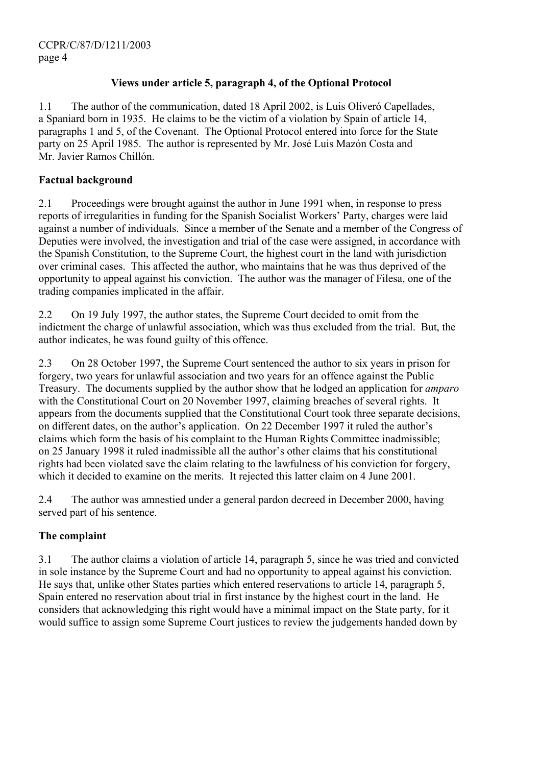### Views under article 5, paragraph 4, of the Optional Protocol

1.1 The author of the communication, dated 18 April 2002, is Luis Oliveró Capellades, a Spaniard born in 1935. He claims to be the victim of a violation by Spain of article 14, paragraphs 1 and 5, of the Covenant. The Optional Protocol entered into force for the State party on 25 April 1985. The author is represented by Mr. José Luis Mazón Costa and Mr. Javier Ramos Chillón.

### Factual background

2.1 Proceedings were brought against the author in June 1991 when, in response to press reports of irregularities in funding for the Spanish Socialist Workers' Party, charges were laid against a number of individuals. Since a member of the Senate and a member of the Congress of Deputies were involved, the investigation and trial of the case were assigned, in accordance with the Spanish Constitution, to the Supreme Court, the highest court in the land with jurisdiction over criminal cases. This affected the author, who maintains that he was thus deprived of the opportunity to appeal against his conviction. The author was the manager of Filesa, one of the trading companies implicated in the affair.

2.2 On 19 July 1997, the author states, the Supreme Court decided to omit from the indictment the charge of unlawful association, which was thus excluded from the trial. But, the author indicates, he was found guilty of this offence.

2.3 On 28 October 1997, the Supreme Court sentenced the author to six years in prison for forgery, two years for unlawful association and two years for an offence against the Public Treasury. The documents supplied by the author show that he lodged an application for *amparo* with the Constitutional Court on 20 November 1997, claiming breaches of several rights. It appears from the documents supplied that the Constitutional Court took three separate decisions, on different dates, on the author's application. On 22 December 1997 it ruled the author's claims which form the basis of his complaint to the Human Rights Committee inadmissible; on 25 January 1998 it ruled inadmissible all the author's other claims that his constitutional rights had been violated save the claim relating to the lawfulness of his conviction for forgery, which it decided to examine on the merits. It rejected this latter claim on 4 June 2001.

2.4 The author was amnestied under a general pardon decreed in December 2000, having served part of his sentence.

### The complaint

3.1 The author claims a violation of article 14, paragraph 5, since he was tried and convicted in sole instance by the Supreme Court and had no opportunity to appeal against his conviction. He says that, unlike other States parties which entered reservations to article 14, paragraph 5, Spain entered no reservation about trial in first instance by the highest court in the land. He considers that acknowledging this right would have a minimal impact on the State party, for it would suffice to assign some Supreme Court justices to review the judgements handed down by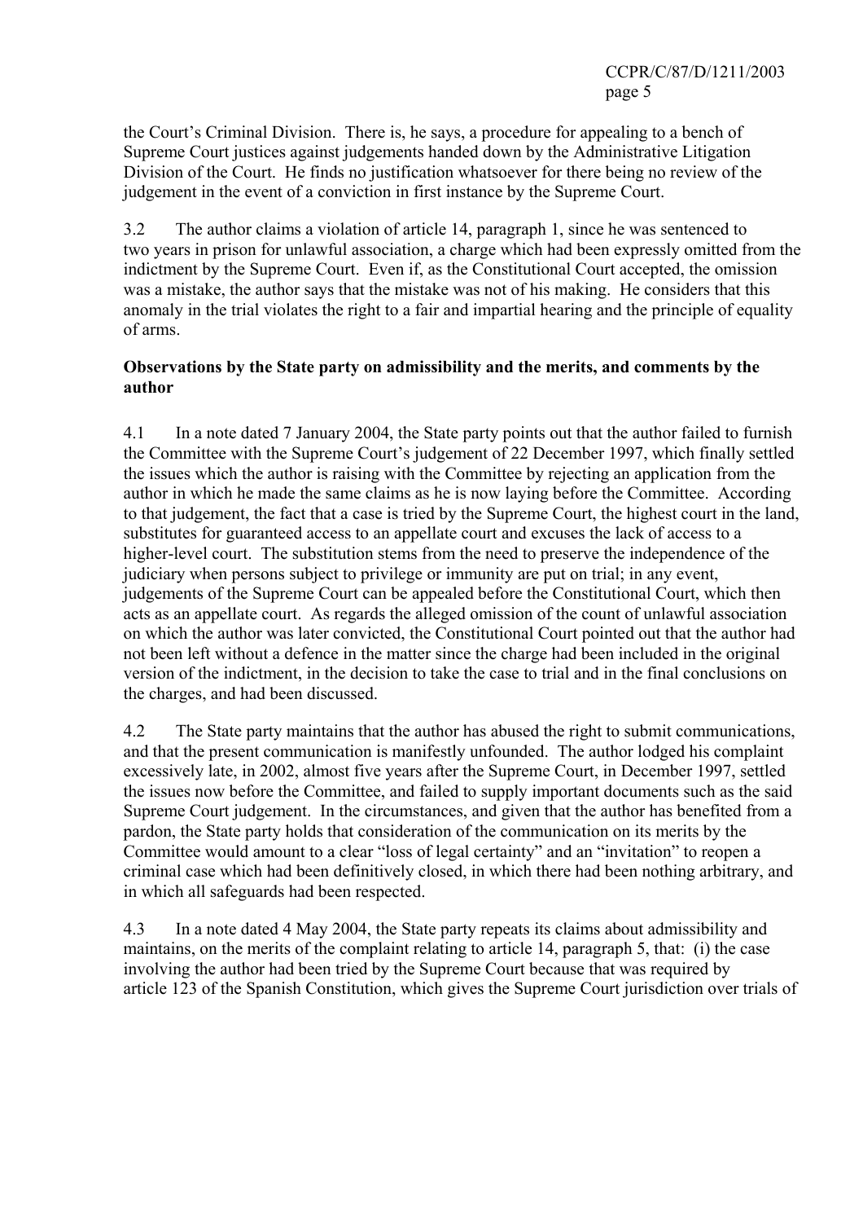the Court's Criminal Division. There is, he says, a procedure for appealing to a bench of Supreme Court justices against judgements handed down by the Administrative Litigation Division of the Court. He finds no justification whatsoever for there being no review of the judgement in the event of a conviction in first instance by the Supreme Court.

3.2 The author claims a violation of article 14, paragraph 1, since he was sentenced to two years in prison for unlawful association, a charge which had been expressly omitted from the indictment by the Supreme Court. Even if, as the Constitutional Court accepted, the omission was a mistake, the author says that the mistake was not of his making. He considers that this anomaly in the trial violates the right to a fair and impartial hearing and the principle of equality of arms.

**Observations by the State party on admissibility and the merits, and comments by the author**

4.1 In a note dated 7 January 2004, the State party points out that the author failed to furnish the Committee with the Supreme Court's judgement of 22 December 1997, which finally settled the issues which the author is raising with the Committee by rejecting an application from the author in which he made the same claims as he is now laying before the Committee. According to that judgement, the fact that a case is tried by the Supreme Court, the highest court in the land, substitutes for guaranteed access to an appellate court and excuses the lack of access to a higher-level court. The substitution stems from the need to preserve the independence of the judiciary when persons subject to privilege or immunity are put on trial; in any event, judgements of the Supreme Court can be appealed before the Constitutional Court, which then acts as an appellate court. As regards the alleged omission of the count of unlawful association on which the author was later convicted, the Constitutional Court pointed out that the author had not been left without a defence in the matter since the charge had been included in the original version of the indictment, in the decision to take the case to trial and in the final conclusions on the charges, and had been discussed.

4.2 The State party maintains that the author has abused the right to submit communications, and that the present communication is manifestly unfounded. The author lodged his complaint excessively late, in 2002, almost five years after the Supreme Court, in December 1997, settled the issues now before the Committee, and failed to supply important documents such as the said Supreme Court judgement. In the circumstances, and given that the author has benefited from a pardon, the State party holds that consideration of the communication on its merits by the Committee would amount to a clear "loss of legal certainty" and an "invitation" to reopen a criminal case which had been definitively closed, in which there had been nothing arbitrary, and in which all safeguards had been respected.

4.3 In a note dated 4 May 2004, the State party repeats its claims about admissibility and maintains, on the merits of the complaint relating to article 14, paragraph 5, that: (i) the case involving the author had been tried by the Supreme Court because that was required by article 123 of the Spanish Constitution, which gives the Supreme Court jurisdiction over trials of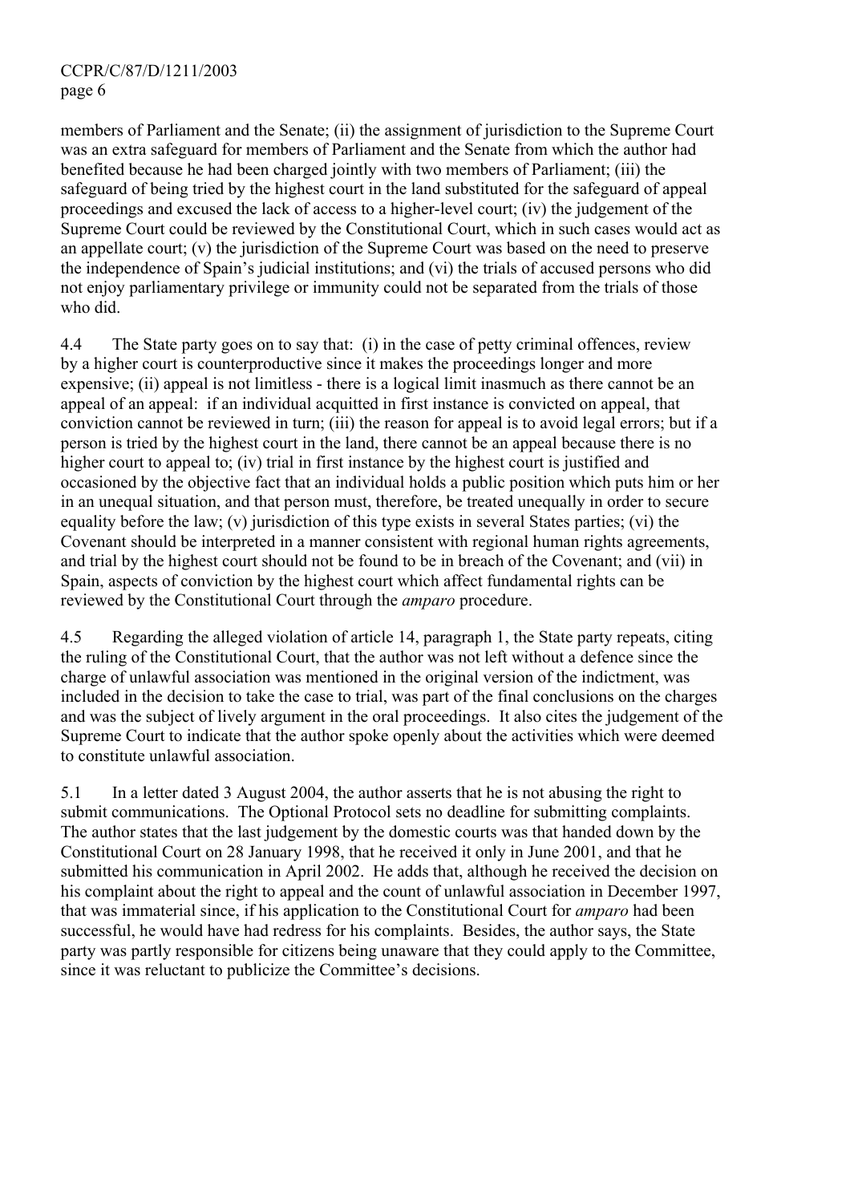members of Parliament and the Senate; (ii) the assignment of jurisdiction to the Supreme Court was an extra safeguard for members of Parliament and the Senate from which the author had benefited because he had been charged jointly with two members of Parliament; (iii) the safeguard of being tried by the highest court in the land substituted for the safeguard of appeal proceedings and excused the lack of access to a higher-level court; (iv) the judgement of the Supreme Court could be reviewed by the Constitutional Court, which in such cases would act as an appellate court; (v) the jurisdiction of the Supreme Court was based on the need to preserve the independence of Spain's judicial institutions; and (vi) the trials of accused persons who did not enjoy parliamentary privilege or immunity could not be separated from the trials of those who did.

4.4 The State party goes on to say that: (i) in the case of petty criminal offences, review by a higher court is counterproductive since it makes the proceedings longer and more expensive; (ii) appeal is not limitless - there is a logical limit inasmuch as there cannot be an appeal of an appeal: if an individual acquitted in first instance is convicted on appeal, that conviction cannot be reviewed in turn; (iii) the reason for appeal is to avoid legal errors; but if a person is tried by the highest court in the land, there cannot be an appeal because there is no higher court to appeal to; (iv) trial in first instance by the highest court is justified and occasioned by the objective fact that an individual holds a public position which puts him or her in an unequal situation, and that person must, therefore, be treated unequally in order to secure equality before the law; (v) jurisdiction of this type exists in several States parties; (vi) the Covenant should be interpreted in a manner consistent with regional human rights agreements, and trial by the highest court should not be found to be in breach of the Covenant; and (vii) in Spain, aspects of conviction by the highest court which affect fundamental rights can be reviewed by the Constitutional Court through the *amparo* procedure.

4.5 Regarding the alleged violation of article 14, paragraph 1, the State party repeats, citing the ruling of the Constitutional Court, that the author was not left without a defence since the charge of unlawful association was mentioned in the original version of the indictment, was included in the decision to take the case to trial, was part of the final conclusions on the charges and was the subject of lively argument in the oral proceedings. It also cites the judgement of the Supreme Court to indicate that the author spoke openly about the activities which were deemed to constitute unlawful association.

5.1 In a letter dated 3 August 2004, the author asserts that he is not abusing the right to submit communications. The Optional Protocol sets no deadline for submitting complaints. The author states that the last judgement by the domestic courts was that handed down by the Constitutional Court on 28 January 1998, that he received it only in June 2001, and that he submitted his communication in April 2002. He adds that, although he received the decision on his complaint about the right to appeal and the count of unlawful association in December 1997, that was immaterial since, if his application to the Constitutional Court for *amparo* had been successful, he would have had redress for his complaints. Besides, the author says, the State party was partly responsible for citizens being unaware that they could apply to the Committee, since it was reluctant to publicize the Committee's decisions.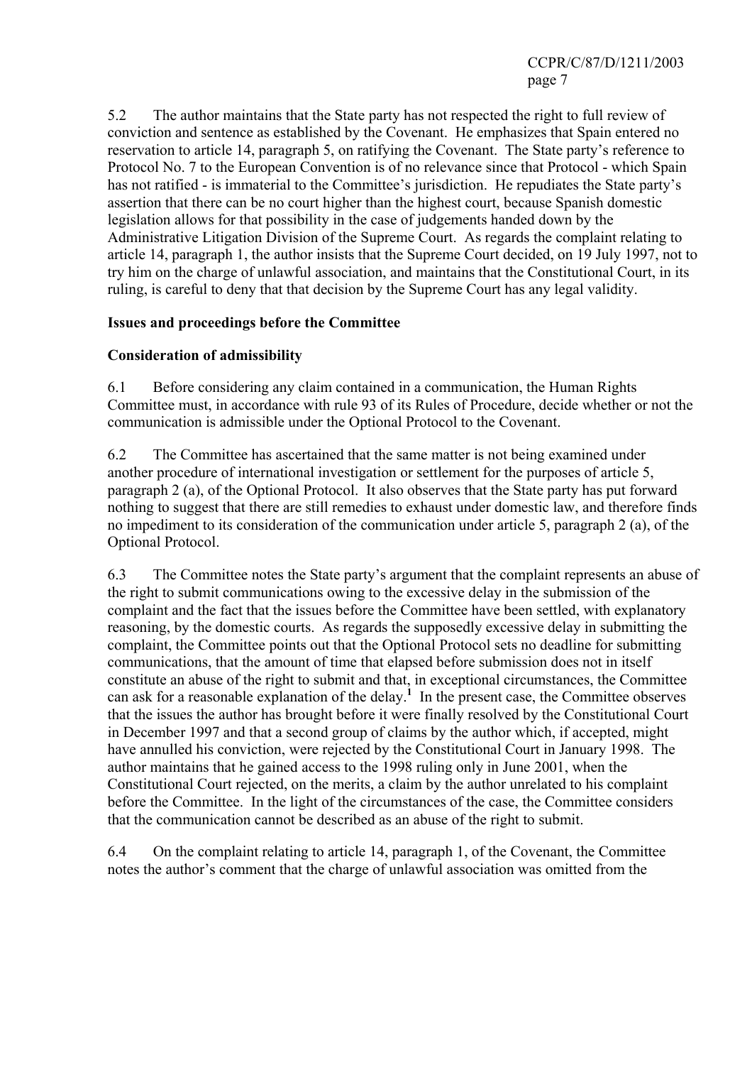5.2 The author maintains that the State party has not respected the right to full review of conviction and sentence as established by the Covenant. He emphasizes that Spain entered no reservation to article 14, paragraph 5, on ratifying the Covenant. The State party's reference to Protocol No. 7 to the European Convention is of no relevance since that Protocol - which Spain has not ratified - is immaterial to the Committee's jurisdiction. He repudiates the State party's assertion that there can be no court higher than the highest court, because Spanish domestic legislation allows for that possibility in the case of judgements handed down by the Administrative Litigation Division of the Supreme Court. As regards the complaint relating to article 14, paragraph 1, the author insists that the Supreme Court decided, on 19 July 1997, not to try him on the charge of unlawful association, and maintains that the Constitutional Court, in its ruling, is careful to deny that that decision by the Supreme Court has any legal validity.

**Issues and proceedings before the Committee**

**Consideration of admissibility**

6.1 Before considering any claim contained in a communication, the Human Rights Committee must, in accordance with rule 93 of its Rules of Procedure, decide whether or not the communication is admissible under the Optional Protocol to the Covenant.

6.2 The Committee has ascertained that the same matter is not being examined under another procedure of international investigation or settlement for the purposes of article 5, paragraph 2 (a), of the Optional Protocol. It also observes that the State party has put forward nothing to suggest that there are still remedies to exhaust under domestic law, and therefore finds no impediment to its consideration of the communication under article 5, paragraph 2 (a), of the Optional Protocol.

6.3 The Committee notes the State party's argument that the complaint represents an abuse of the right to submit communications owing to the excessive delay in the submission of the complaint and the fact that the issues before the Committee have been settled, with explanatory reasoning, by the domestic courts. As regards the supposedly excessive delay in submitting the complaint, the Committee points out that the Optional Protocol sets no deadline for submitting communications, that the amount of time that elapsed before submission does not in itself constitute an abuse of the right to submit and that, in exceptional circumstances, the Committee can ask for a reasonable explanation of the delay.[1] In the present case, the Committee observes that the issues the author has brought before it were finally resolved by the Constitutional Court in December 1997 and that a second group of claims by the author which, if accepted, might have annulled his conviction, were rejected by the Constitutional Court in January 1998. The author maintains that he gained access to the 1998 ruling only in June 2001, when the Constitutional Court rejected, on the merits, a claim by the author unrelated to his complaint before the Committee. In the light of the circumstances of the case, the Committee considers that the communication cannot be described as an abuse of the right to submit.

6.4 On the complaint relating to article 14, paragraph 1, of the Covenant, the Committee notes the author's comment that the charge of unlawful association was omitted from the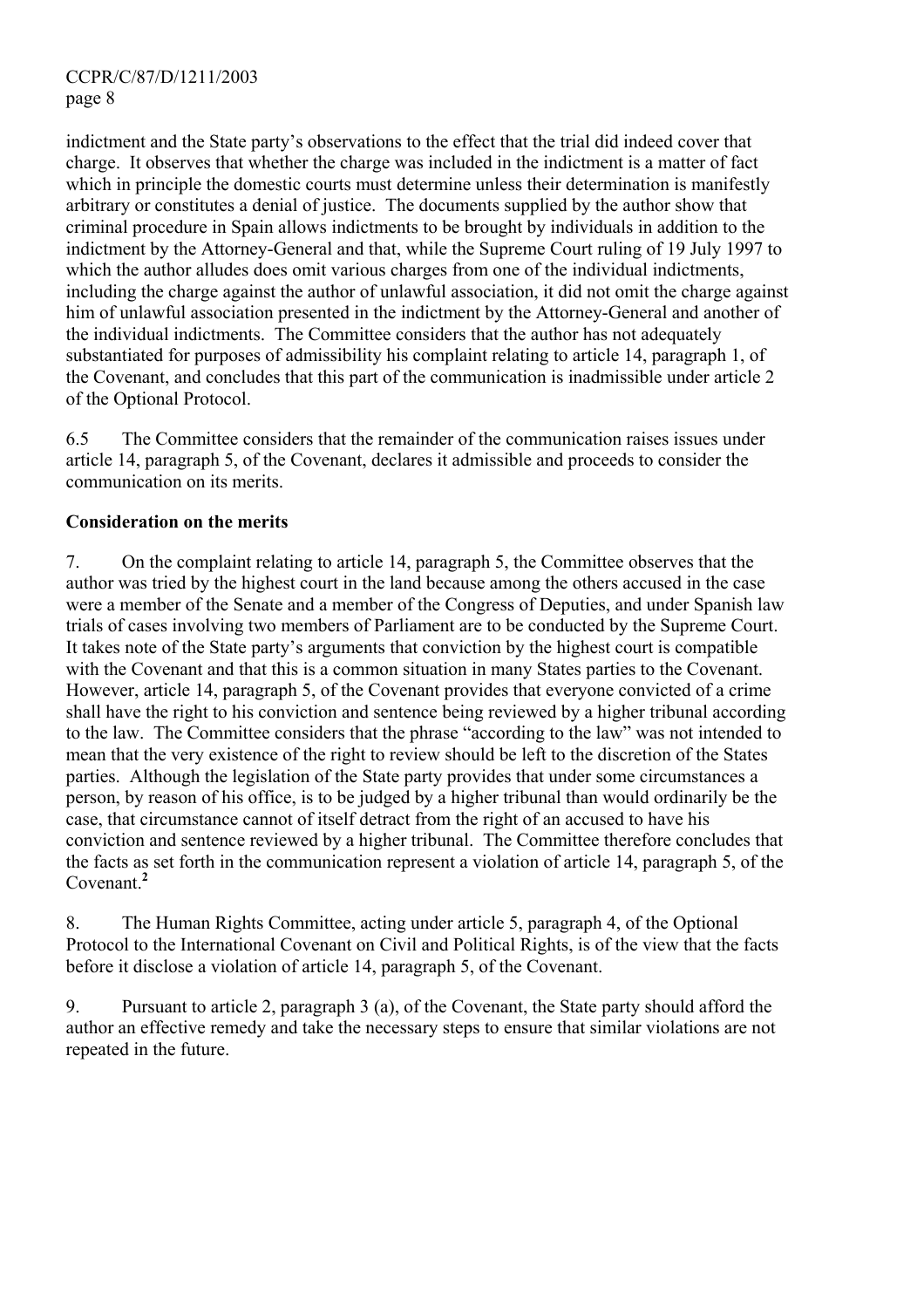indictment and the State party's observations to the effect that the trial did indeed cover that charge. It observes that whether the charge was included in the indictment is a matter of fact which in principle the domestic courts must determine unless their determination is manifestly arbitrary or constitutes a denial of justice. The documents supplied by the author show that criminal procedure in Spain allows indictments to be brought by individuals in addition to the indictment by the Attorney-General and that, while the Supreme Court ruling of 19 July 1997 to which the author alludes does omit various charges from one of the individual indictments, including the charge against the author of unlawful association, it did not omit the charge against him of unlawful association presented in the indictment by the Attorney-General and another of the individual indictments. The Committee considers that the author has not adequately substantiated for purposes of admissibility his complaint relating to article 14, paragraph 1, of the Covenant, and concludes that this part of the communication is inadmissible under article 2 of the Optional Protocol.

6.5 The Committee considers that the remainder of the communication raises issues under article 14, paragraph 5, of the Covenant, declares it admissible and proceeds to consider the communication on its merits.

**Consideration on the merits**

7. On the complaint relating to article 14, paragraph 5, the Committee observes that the author was tried by the highest court in the land because among the others accused in the case were a member of the Senate and a member of the Congress of Deputies, and under Spanish law trials of cases involving two members of Parliament are to be conducted by the Supreme Court. It takes note of the State party's arguments that conviction by the highest court is compatible with the Covenant and that this is a common situation in many States parties to the Covenant. However, article 14, paragraph 5, of the Covenant provides that everyone convicted of a crime shall have the right to his conviction and sentence being reviewed by a higher tribunal according to the law. The Committee considers that the phrase "according to the law" was not intended to mean that the very existence of the right to review should be left to the discretion of the States parties. Although the legislation of the State party provides that under some circumstances a person, by reason of his office, is to be judged by a higher tribunal than would ordinarily be the case, that circumstance cannot of itself detract from the right of an accused to have his conviction and sentence reviewed by a higher tribunal. The Committee therefore concludes that the facts as set forth in the communication represent a violation of article 14, paragraph 5, of the Covenant.[2]

8. The Human Rights Committee, acting under article 5, paragraph 4, of the Optional Protocol to the International Covenant on Civil and Political Rights, is of the view that the facts before it disclose a violation of article 14, paragraph 5, of the Covenant.

9. Pursuant to article 2, paragraph 3 (a), of the Covenant, the State party should afford the author an effective remedy and take the necessary steps to ensure that similar violations are not repeated in the future.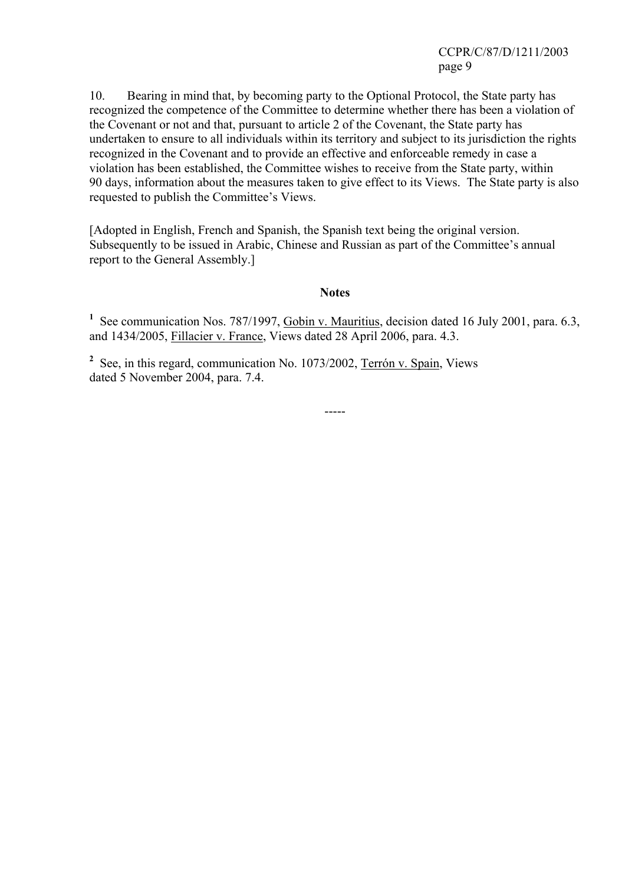10. Bearing in mind that, by becoming party to the Optional Protocol, the State party has recognized the competence of the Committee to determine whether there has been a violation of the Covenant or not and that, pursuant to article 2 of the Covenant, the State party has undertaken to ensure to all individuals within its territory and subject to its jurisdiction the rights recognized in the Covenant and to provide an effective and enforceable remedy in case a violation has been established, the Committee wishes to receive from the State party, within 90 days, information about the measures taken to give effect to its Views. The State party is also requested to publish the Committee's Views.

[Adopted in English, French and Spanish, the Spanish text being the original version. Subsequently to be issued in Arabic, Chinese and Russian as part of the Committee's annual report to the General Assembly.]

**Notes**

[1] See communication Nos. 787/1997, Gobin v. Mauritius, decision dated 16 July 2001, para. 6.3, and 1434/2005, Fillacier v. France, Views dated 28 April 2006, para. 4.3.

[2] See, in this regard, communication No. 1073/2002, Terrón v. Spain, Views dated 5 November 2004, para. 7.4.

-----